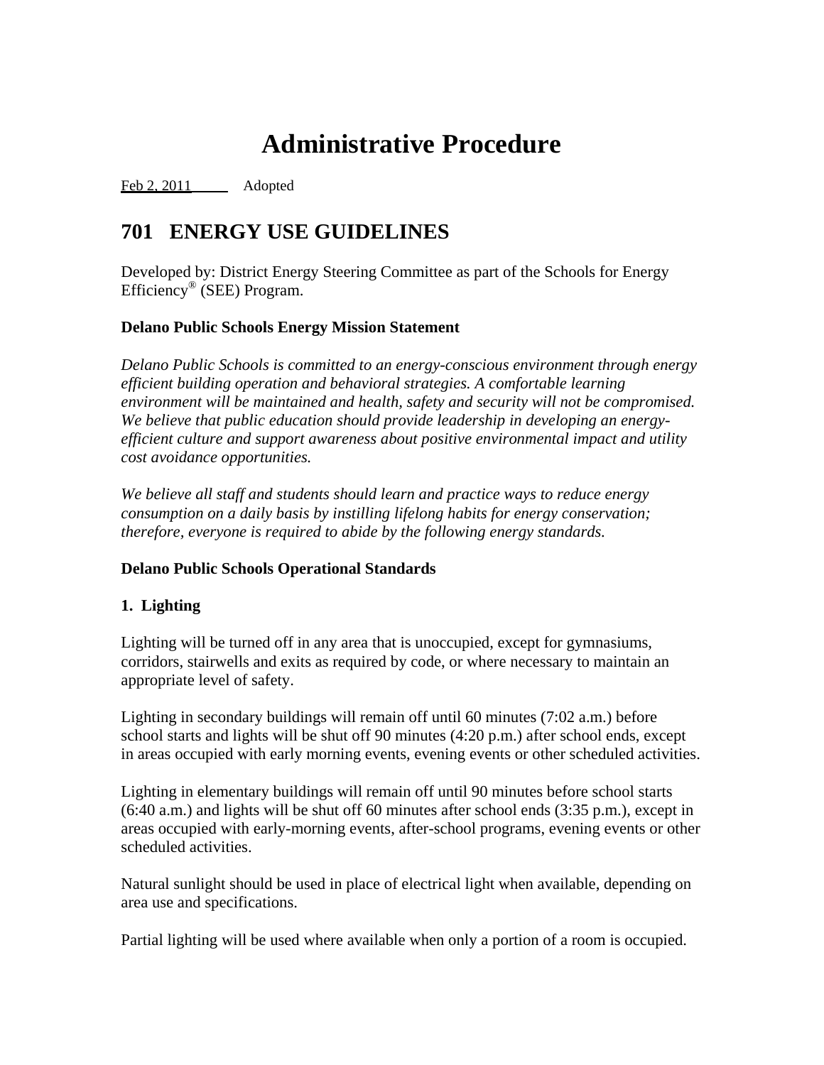# Administrative Procedure

Feb 2, 2011  Adopted

## 701 ENERGY USE GUIDELINES

Developed by: District Energy Steering Committee as part of the Schools for Energy Efficiency® (SEE) Program.

**Delano Public Schools Energy Mission Statement**

*Delano Public Schools is committed to an energy-conscious environment through energy efficient building operation and behavioral strategies. A comfortable learning environment will be maintained and health, safety and security will not be compromised. We believe that public education should provide leadership in developing an energy-efficient culture and support awareness about positive environmental impact and utility cost avoidance opportunities.*

*We believe all staff and students should learn and practice ways to reduce energy consumption on a daily basis by instilling lifelong habits for energy conservation; therefore, everyone is required to abide by the following energy standards.*

**Delano Public Schools Operational Standards**

**1. Lighting**

Lighting will be turned off in any area that is unoccupied, except for gymnasiums, corridors, stairwells and exits as required by code, or where necessary to maintain an appropriate level of safety.

Lighting in secondary buildings will remain off until 60 minutes (7:02 a.m.) before school starts and lights will be shut off 90 minutes (4:20 p.m.) after school ends, except in areas occupied with early morning events, evening events or other scheduled activities.

Lighting in elementary buildings will remain off until 90 minutes before school starts (6:40 a.m.) and lights will be shut off 60 minutes after school ends (3:35 p.m.), except in areas occupied with early-morning events, after-school programs, evening events or other scheduled activities.

Natural sunlight should be used in place of electrical light when available, depending on area use and specifications.

Partial lighting will be used where available when only a portion of a room is occupied.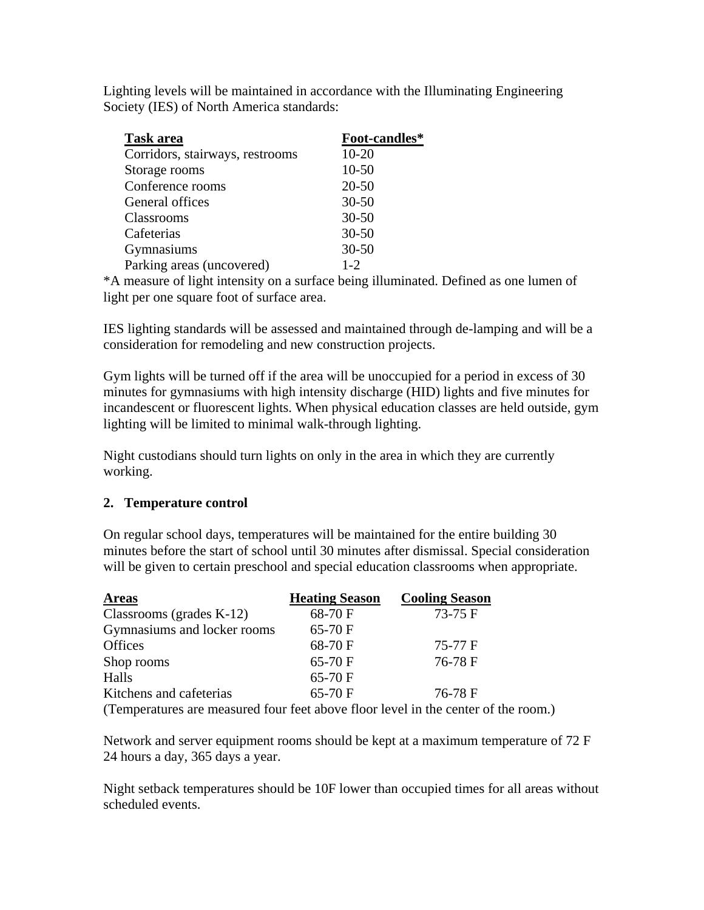Lighting levels will be maintained in accordance with the Illuminating Engineering Society (IES) of North America standards:

| Task area | Foot-candles* |
|---|---|
| Corridors, stairways, restrooms | 10-20 |
| Storage rooms | 10-50 |
| Conference rooms | 20-50 |
| General offices | 30-50 |
| Classrooms | 30-50 |
| Cafeterias | 30-50 |
| Gymnasiums | 30-50 |
| Parking areas (uncovered) | 1-2 |

*A measure of light intensity on a surface being illuminated. Defined as one lumen of light per one square foot of surface area.

IES lighting standards will be assessed and maintained through de-lamping and will be a consideration for remodeling and new construction projects.

Gym lights will be turned off if the area will be unoccupied for a period in excess of 30 minutes for gymnasiums with high intensity discharge (HID) lights and five minutes for incandescent or fluorescent lights. When physical education classes are held outside, gym lighting will be limited to minimal walk-through lighting.

Night custodians should turn lights on only in the area in which they are currently working.

**2. Temperature control**

On regular school days, temperatures will be maintained for the entire building 30 minutes before the start of school until 30 minutes after dismissal. Special consideration will be given to certain preschool and special education classrooms when appropriate.

| Areas | Heating Season | Cooling Season |
|---|---|---|
| Classrooms (grades K-12) | 68-70 F | 73-75 F |
| Gymnasiums and locker rooms | 65-70 F | |
| Offices | 68-70 F | 75-77 F |
| Shop rooms | 65-70 F | 76-78 F |
| Halls | 65-70 F | |
| Kitchens and cafeterias | 65-70 F | 76-78 F |

(Temperatures are measured four feet above floor level in the center of the room.)

Network and server equipment rooms should be kept at a maximum temperature of 72 F 24 hours a day, 365 days a year.

Night setback temperatures should be 10F lower than occupied times for all areas without scheduled events.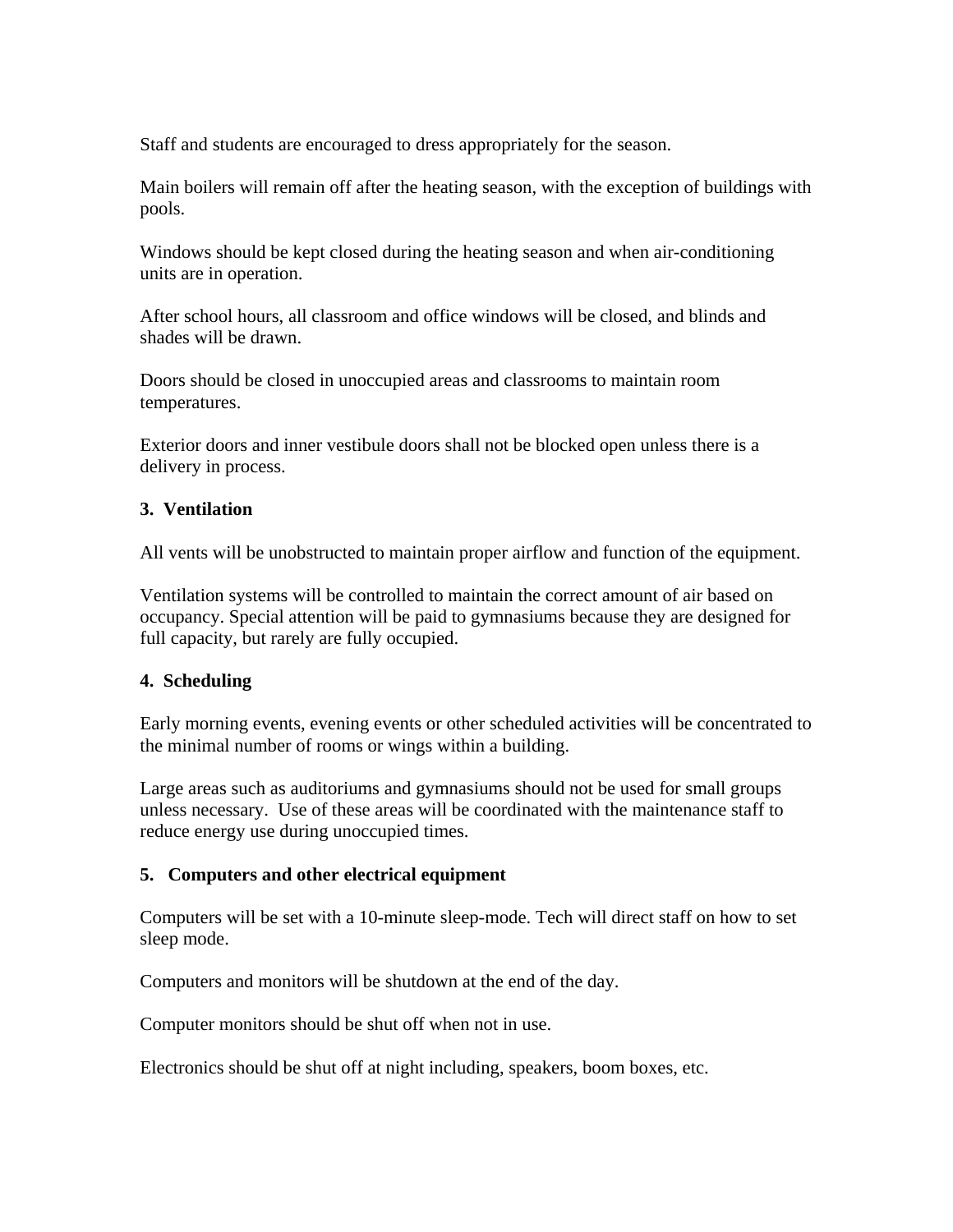Staff and students are encouraged to dress appropriately for the season.

Main boilers will remain off after the heating season, with the exception of buildings with pools.

Windows should be kept closed during the heating season and when air-conditioning units are in operation.

After school hours, all classroom and office windows will be closed, and blinds and shades will be drawn.

Doors should be closed in unoccupied areas and classrooms to maintain room temperatures.

Exterior doors and inner vestibule doors shall not be blocked open unless there is a delivery in process.

**3. Ventilation**

All vents will be unobstructed to maintain proper airflow and function of the equipment.

Ventilation systems will be controlled to maintain the correct amount of air based on occupancy. Special attention will be paid to gymnasiums because they are designed for full capacity, but rarely are fully occupied.

**4. Scheduling**

Early morning events, evening events or other scheduled activities will be concentrated to the minimal number of rooms or wings within a building.

Large areas such as auditoriums and gymnasiums should not be used for small groups unless necessary. Use of these areas will be coordinated with the maintenance staff to reduce energy use during unoccupied times.

**5. Computers and other electrical equipment**

Computers will be set with a 10-minute sleep-mode. Tech will direct staff on how to set sleep mode.

Computers and monitors will be shutdown at the end of the day.

Computer monitors should be shut off when not in use.

Electronics should be shut off at night including, speakers, boom boxes, etc.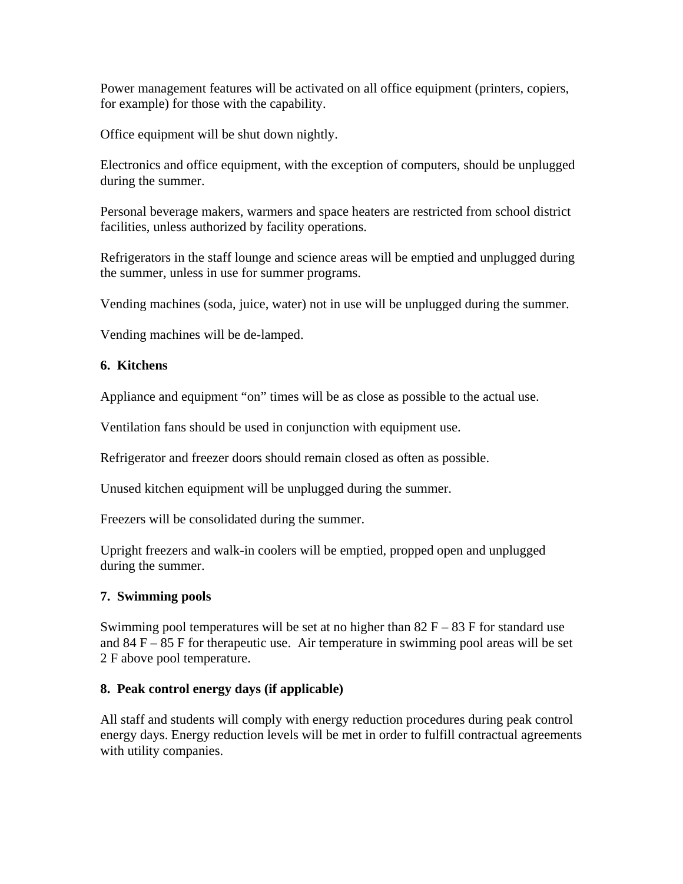Power management features will be activated on all office equipment (printers, copiers, for example) for those with the capability.

Office equipment will be shut down nightly.

Electronics and office equipment, with the exception of computers, should be unplugged during the summer.

Personal beverage makers, warmers and space heaters are restricted from school district facilities, unless authorized by facility operations.

Refrigerators in the staff lounge and science areas will be emptied and unplugged during the summer, unless in use for summer programs.

Vending machines (soda, juice, water) not in use will be unplugged during the summer.

Vending machines will be de-lamped.

**6. Kitchens**

Appliance and equipment "on" times will be as close as possible to the actual use.

Ventilation fans should be used in conjunction with equipment use.

Refrigerator and freezer doors should remain closed as often as possible.

Unused kitchen equipment will be unplugged during the summer.

Freezers will be consolidated during the summer.

Upright freezers and walk-in coolers will be emptied, propped open and unplugged during the summer.

**7. Swimming pools**

Swimming pool temperatures will be set at no higher than 82 F – 83 F for standard use and 84 F – 85 F for therapeutic use. Air temperature in swimming pool areas will be set 2 F above pool temperature.

**8. Peak control energy days (if applicable)**

All staff and students will comply with energy reduction procedures during peak control energy days. Energy reduction levels will be met in order to fulfill contractual agreements with utility companies.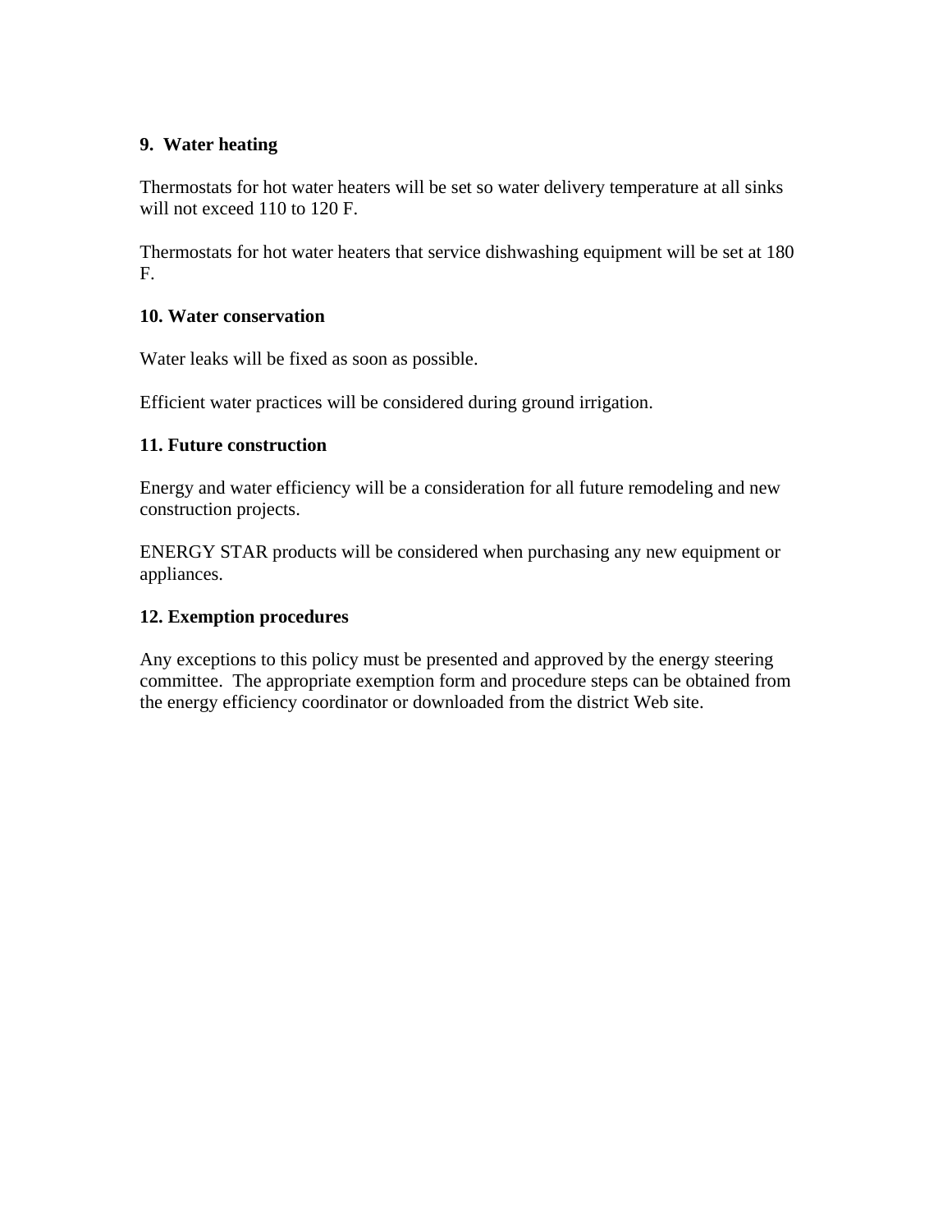**9. Water heating**

Thermostats for hot water heaters will be set so water delivery temperature at all sinks will not exceed 110 to 120 F.

Thermostats for hot water heaters that service dishwashing equipment will be set at 180 F.

**10. Water conservation**

Water leaks will be fixed as soon as possible.

Efficient water practices will be considered during ground irrigation.

**11. Future construction**

Energy and water efficiency will be a consideration for all future remodeling and new construction projects.

ENERGY STAR products will be considered when purchasing any new equipment or appliances.

**12. Exemption procedures**

Any exceptions to this policy must be presented and approved by the energy steering committee. The appropriate exemption form and procedure steps can be obtained from the energy efficiency coordinator or downloaded from the district Web site.